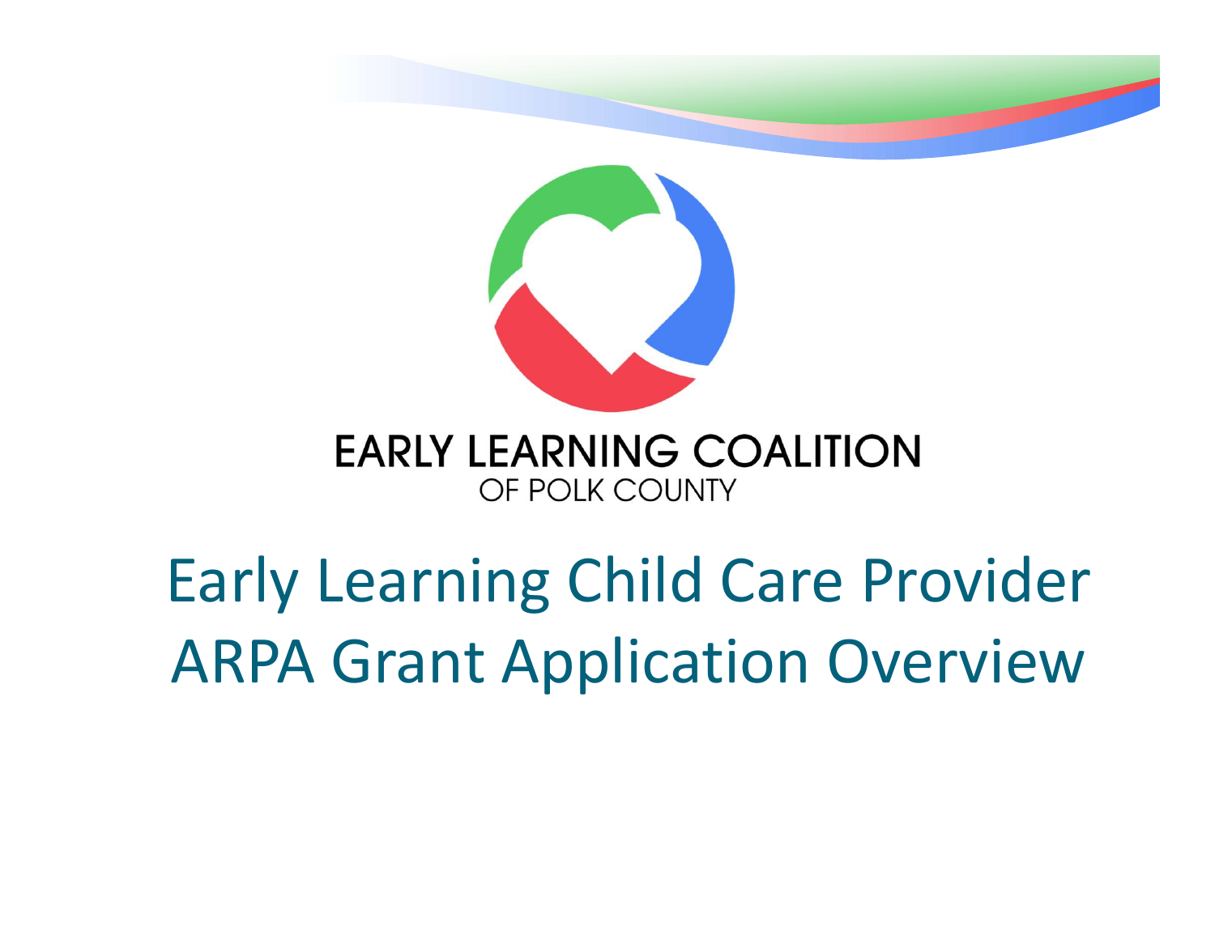EARLY LEARNING COALITION
OF POLK COUNTY

# Early Learning Child Care Provider ARPA Grant Application Overview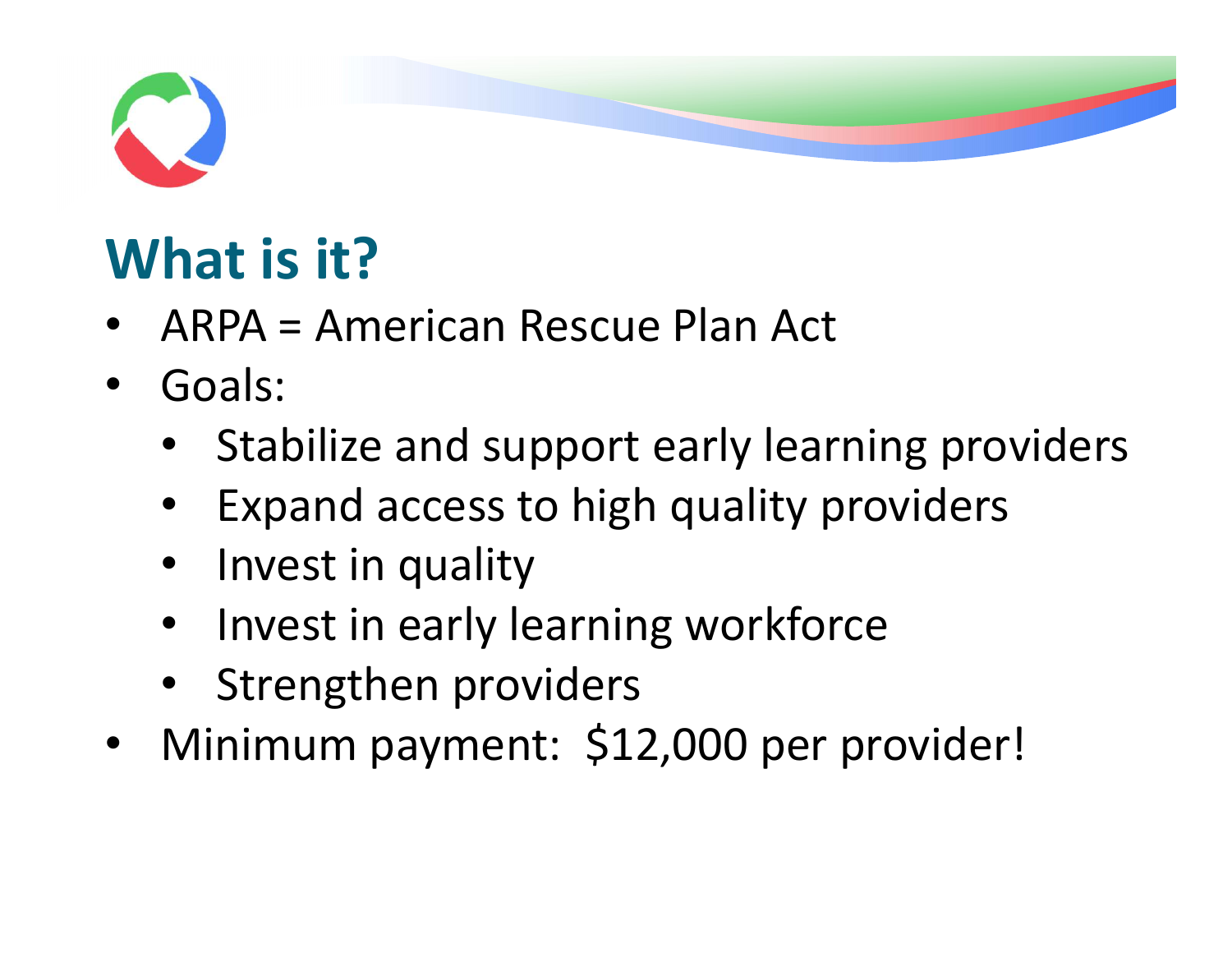# What is it?

- ARPA = American Rescue Plan Act
- Goals:
  - Stabilize and support early learning providers
  - Expand access to high quality providers
  - Invest in quality
  - Invest in early learning workforce
  - Strengthen providers
- Minimum payment: $12,000 per provider!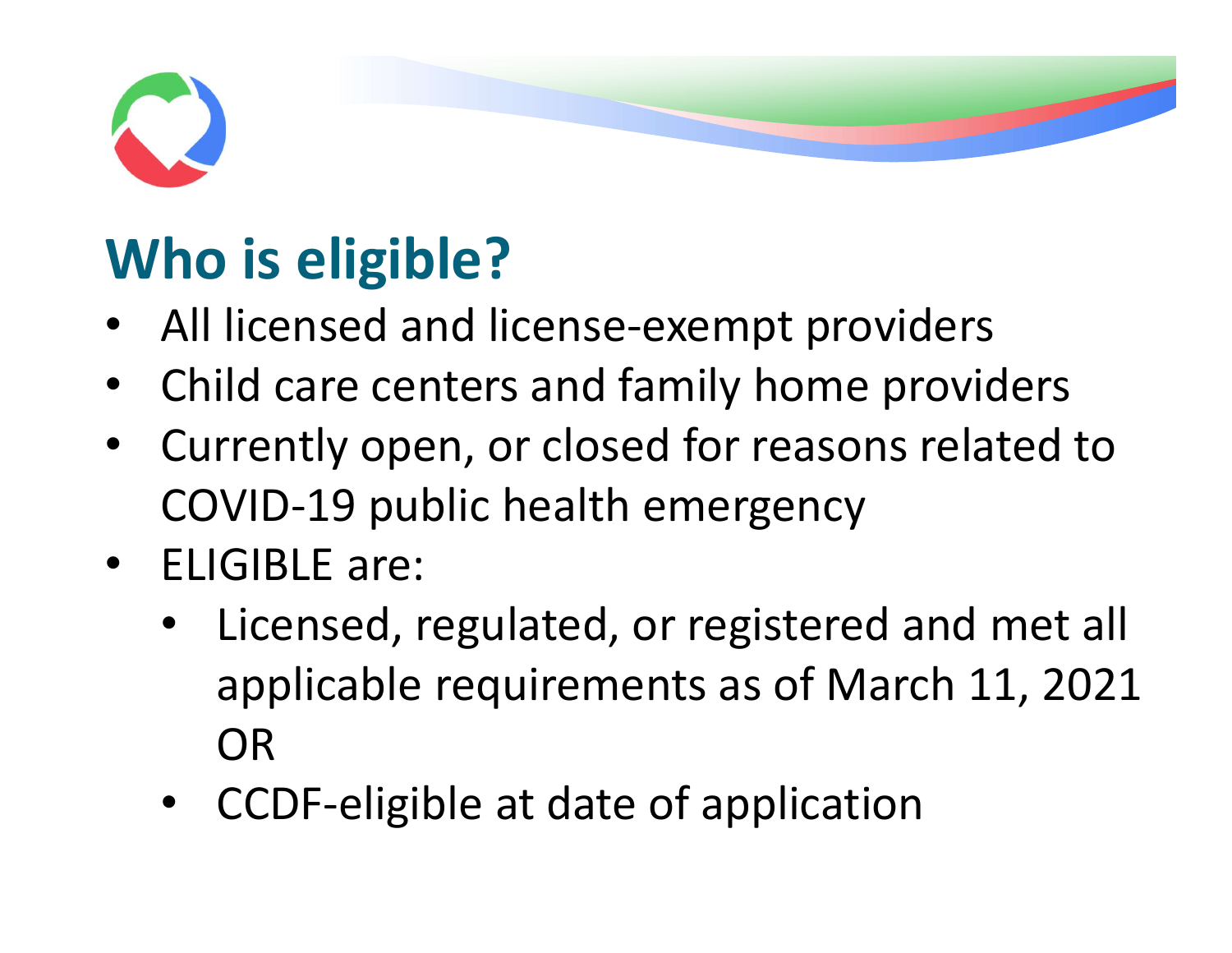# Who is eligible?

- All licensed and license-exempt providers
- Child care centers and family home providers
- Currently open, or closed for reasons related to COVID-19 public health emergency
- ELIGIBLE are:
  - Licensed, regulated, or registered and met all applicable requirements as of March 11, 2021 OR
  - CCDF-eligible at date of application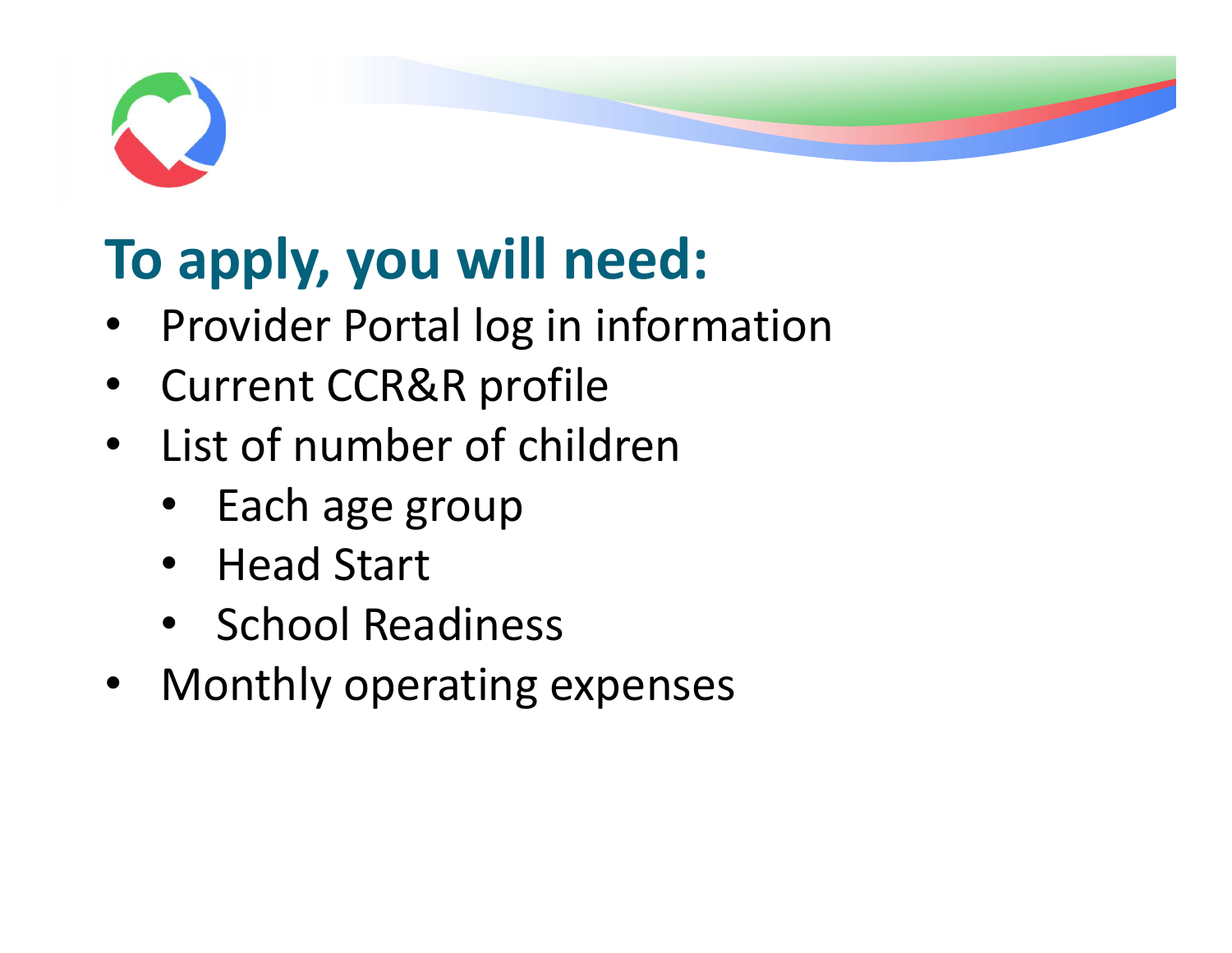# To apply, you will need:

- Provider Portal log in information
- Current CCR&R profile
- List of number of children
  - Each age group
  - Head Start
  - School Readiness
- Monthly operating expenses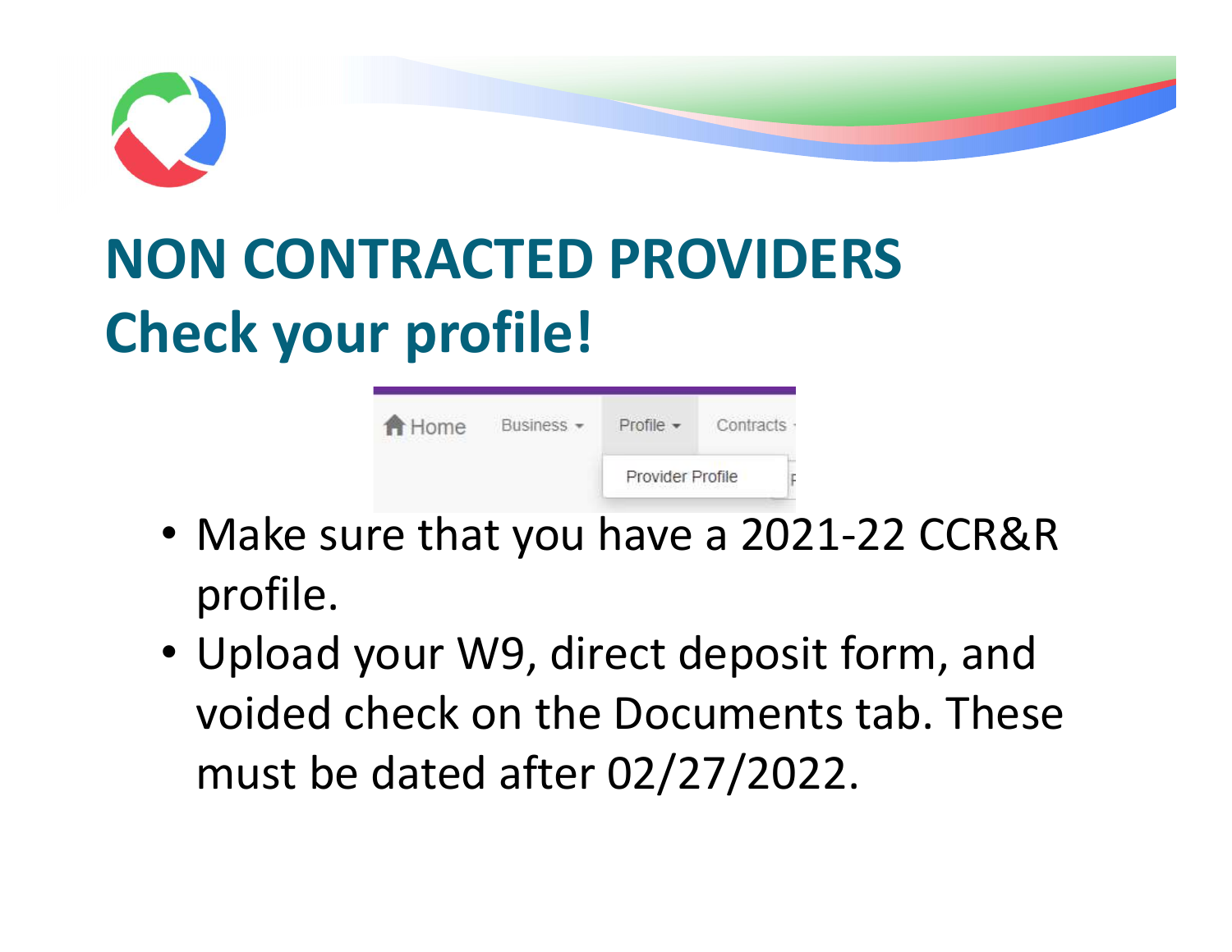# NON CONTRACTED PROVIDERS

## Check your profile!

- Make sure that you have a 2021-22 CCR&R profile.
- Upload your W9, direct deposit form, and voided check on the Documents tab. These must be dated after 02/27/2022.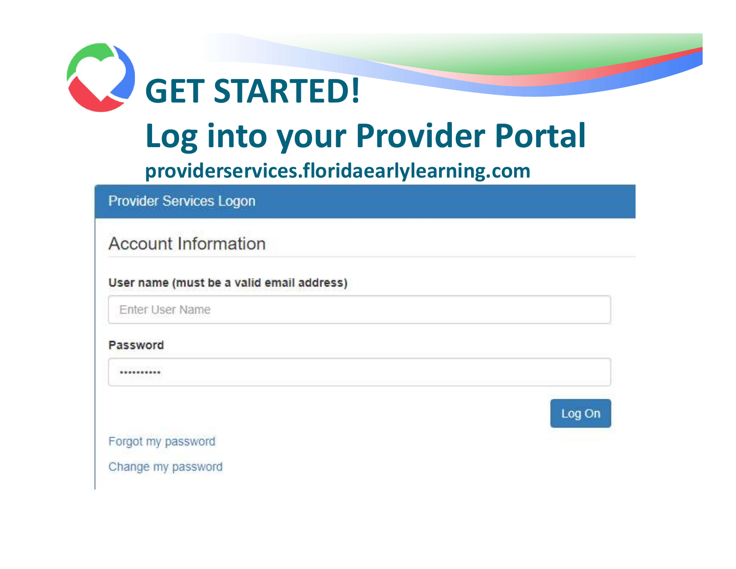# GET STARTED!

## Log into your Provider Portal

**providerservices.floridaearlylearning.com**

Provider Services Logon

Account Information

**User name (must be a valid email address)**

Enter User Name

**Password**

••••••••••

Log On

Forgot my password

Change my password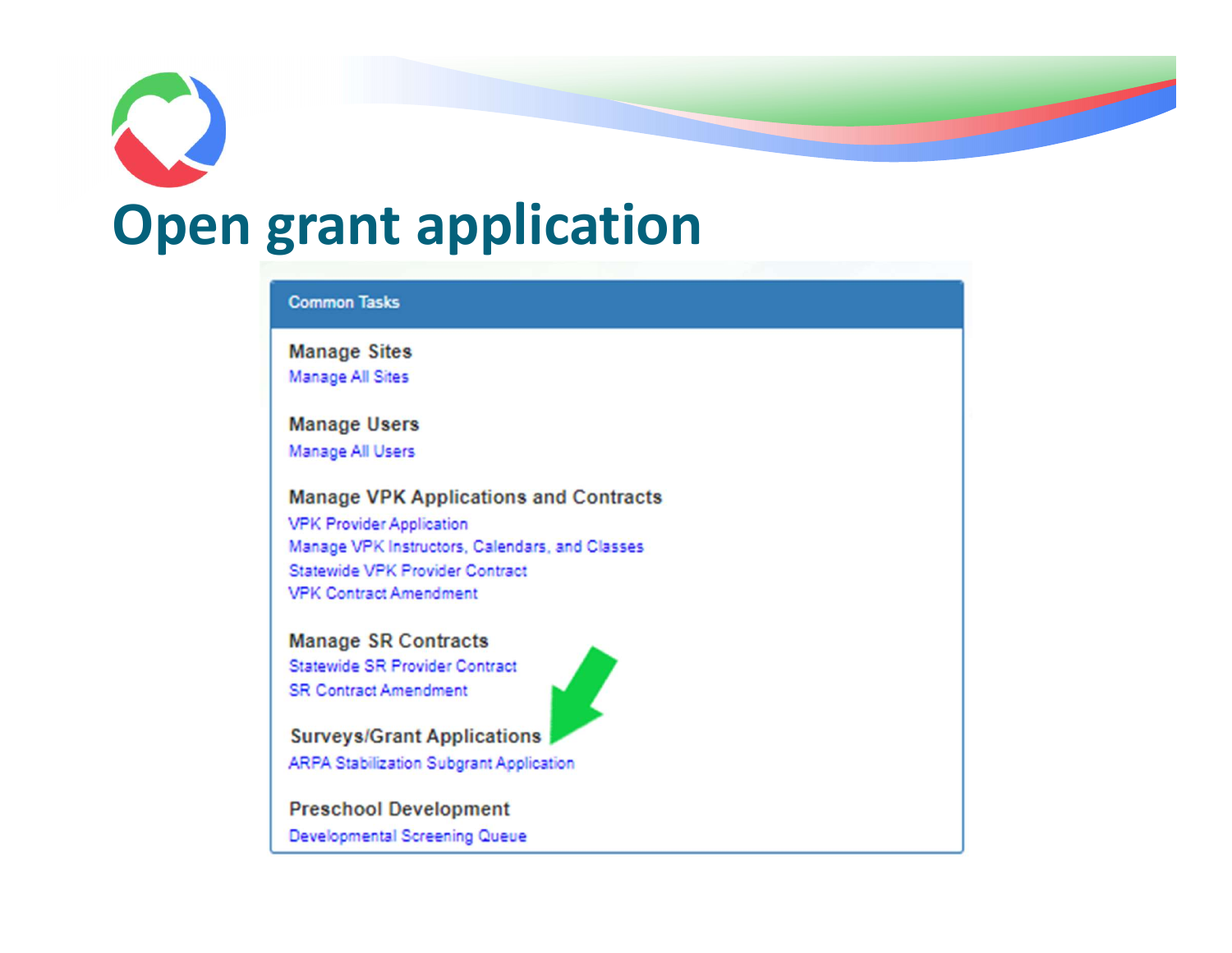# Open grant application

**Common Tasks**

**Manage Sites**
Manage All Sites

**Manage Users**
Manage All Users

**Manage VPK Applications and Contracts**
VPK Provider Application
Manage VPK Instructors, Calendars, and Classes
Statewide VPK Provider Contract
VPK Contract Amendment

**Manage SR Contracts**
Statewide SR Provider Contract
SR Contract Amendment

**Surveys/Grant Applications**
ARPA Stabilization Subgrant Application

**Preschool Development**
Developmental Screening Queue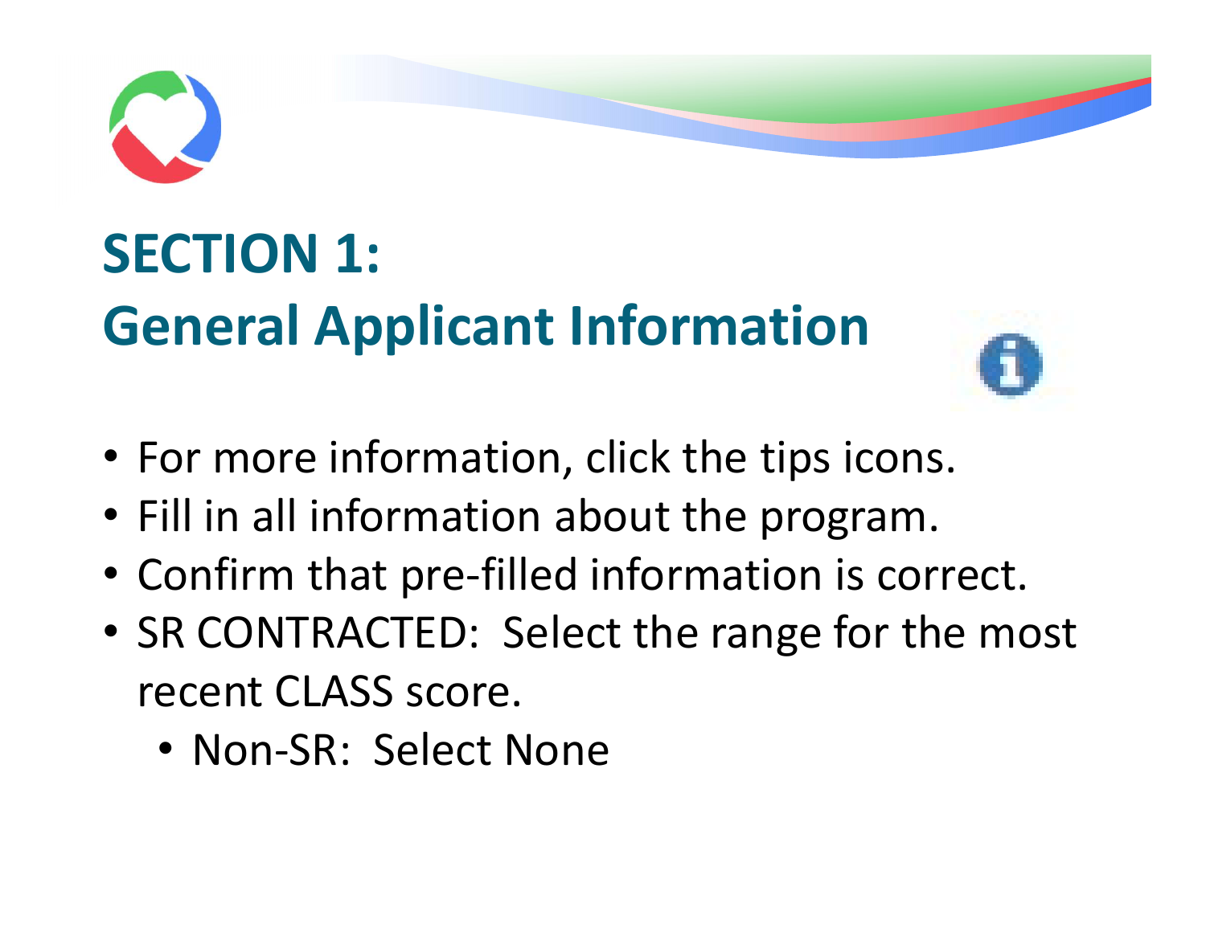# SECTION 1:
# General Applicant Information

- For more information, click the tips icons.
- Fill in all information about the program.
- Confirm that pre-filled information is correct.
- SR CONTRACTED: Select the range for the most recent CLASS score.
  - Non-SR: Select None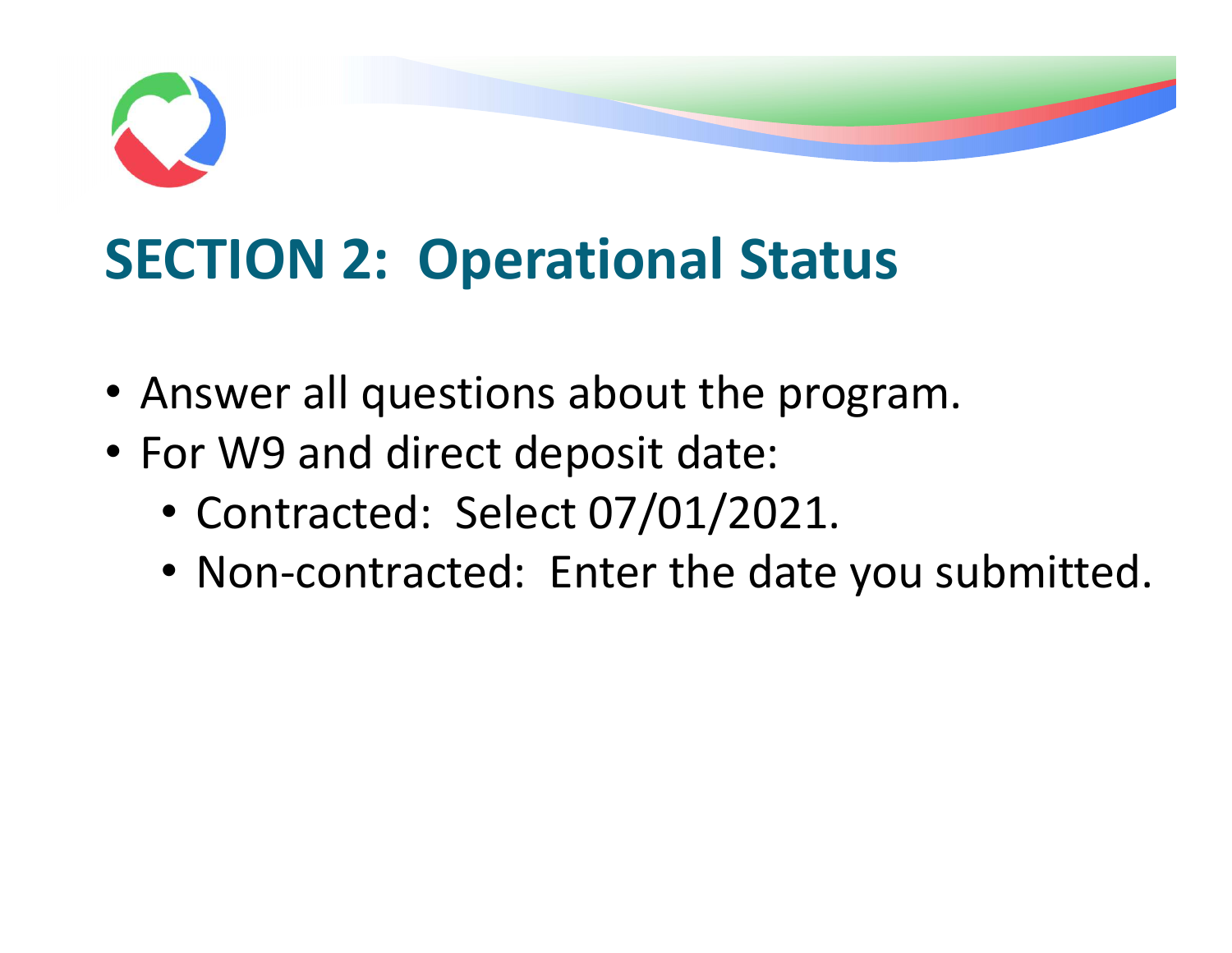## SECTION 2: Operational Status

- Answer all questions about the program.
- For W9 and direct deposit date:
  - Contracted: Select 07/01/2021.
  - Non-contracted: Enter the date you submitted.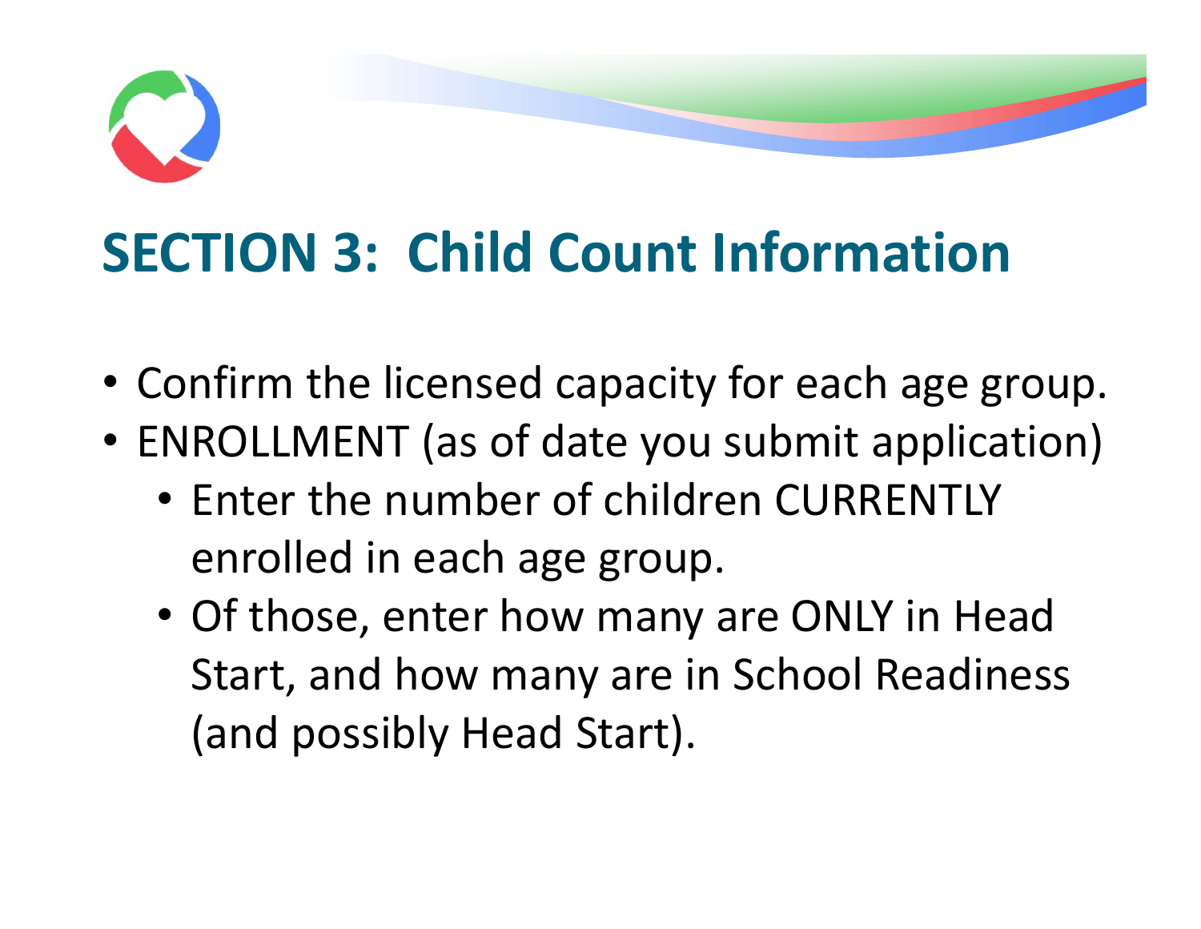# SECTION 3: Child Count Information

- Confirm the licensed capacity for each age group.
- ENROLLMENT (as of date you submit application)
  - Enter the number of children CURRENTLY enrolled in each age group.
  - Of those, enter how many are ONLY in Head Start, and how many are in School Readiness (and possibly Head Start).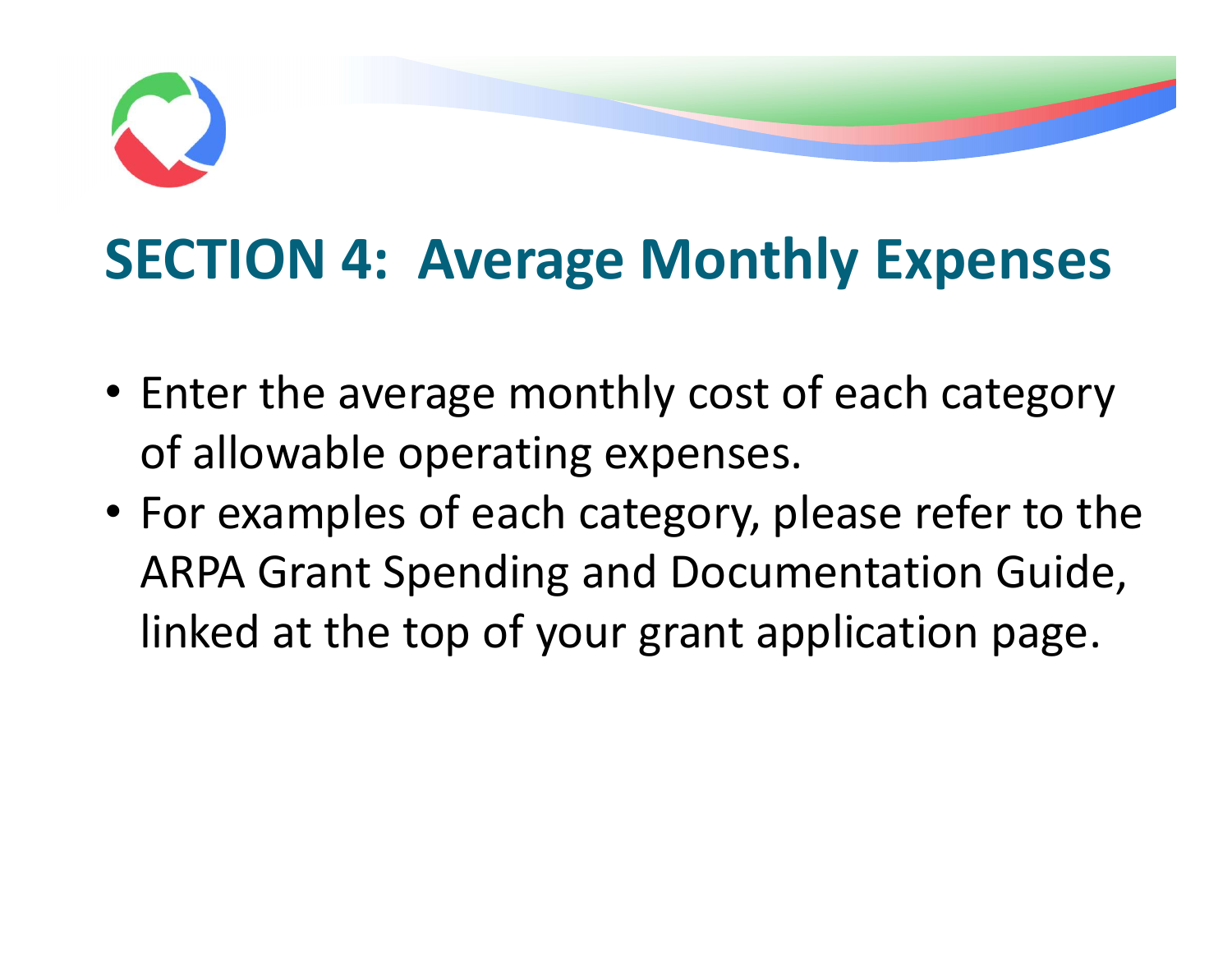# SECTION 4: Average Monthly Expenses

- Enter the average monthly cost of each category of allowable operating expenses.
- For examples of each category, please refer to the ARPA Grant Spending and Documentation Guide, linked at the top of your grant application page.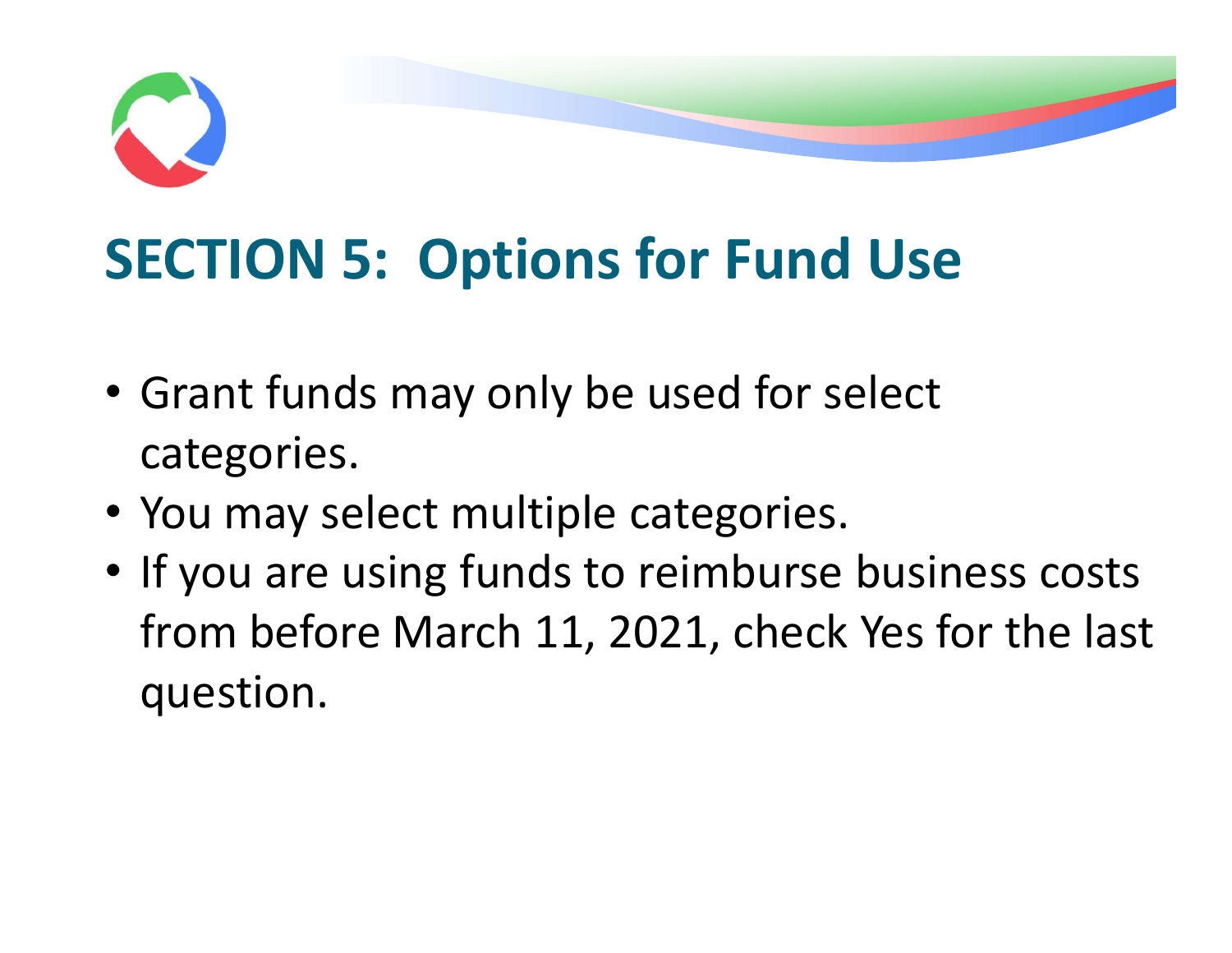# SECTION 5: Options for Fund Use

- Grant funds may only be used for select categories.
- You may select multiple categories.
- If you are using funds to reimburse business costs from before March 11, 2021, check Yes for the last question.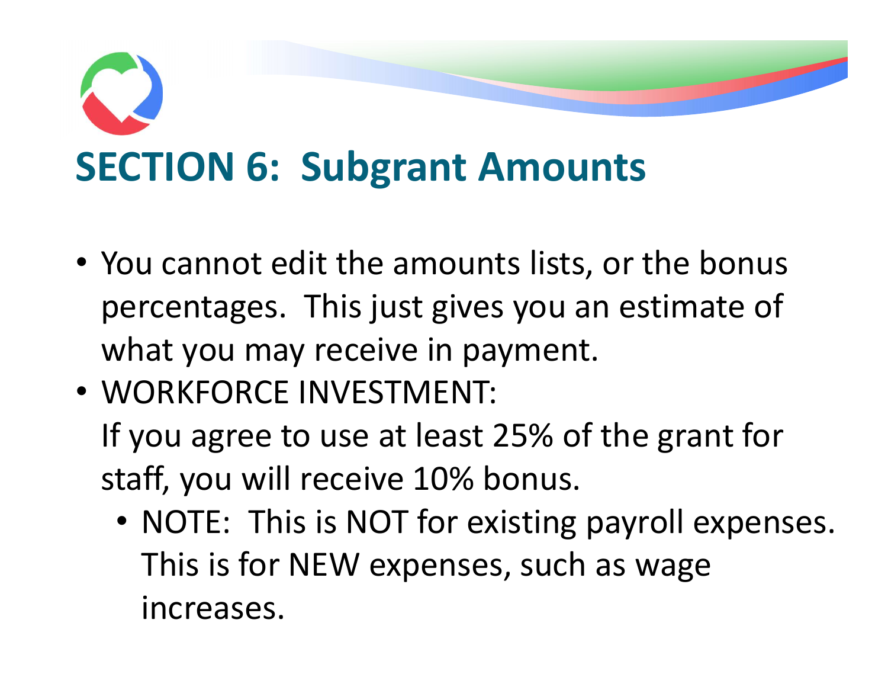# SECTION 6: Subgrant Amounts

- You cannot edit the amounts lists, or the bonus percentages. This just gives you an estimate of what you may receive in payment.
- WORKFORCE INVESTMENT:
  If you agree to use at least 25% of the grant for staff, you will receive 10% bonus.
  - NOTE: This is NOT for existing payroll expenses. This is for NEW expenses, such as wage increases.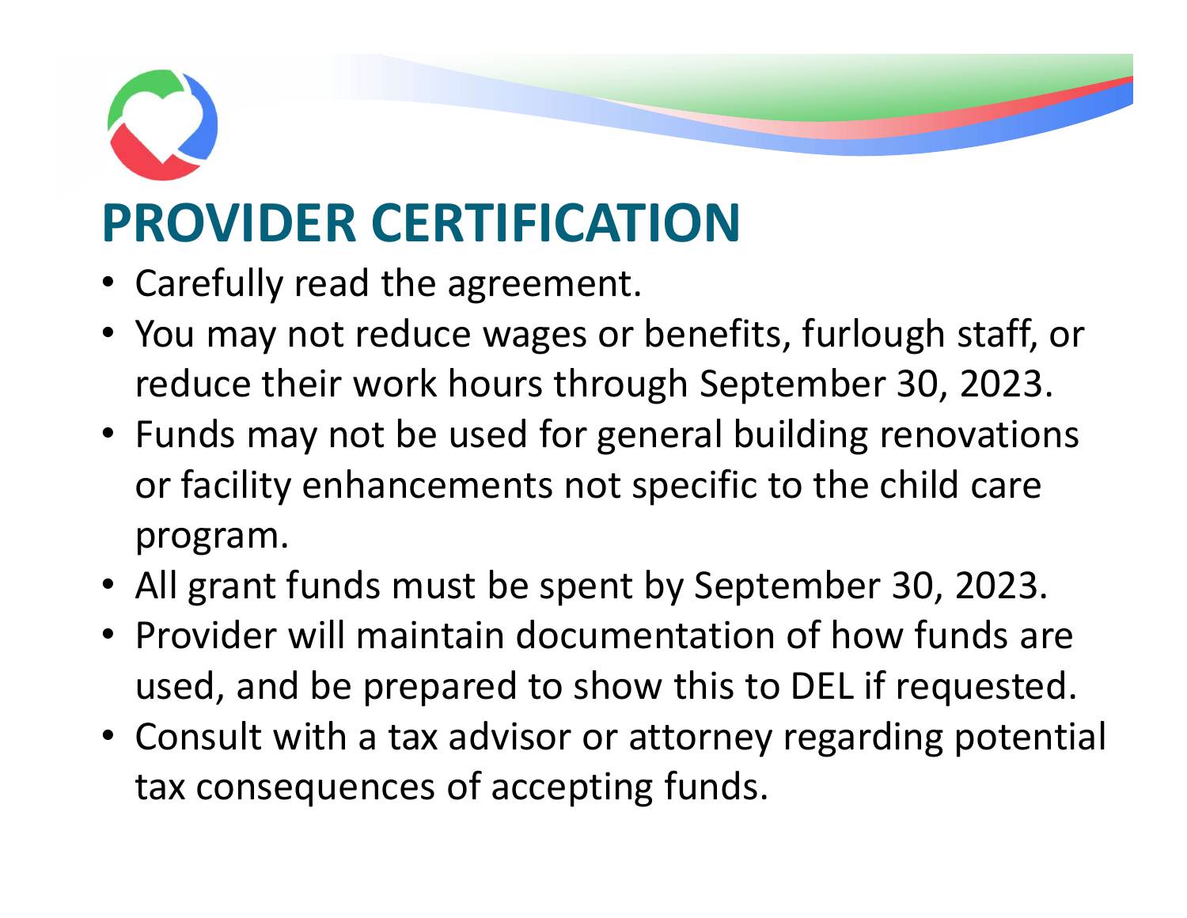# PROVIDER CERTIFICATION

- Carefully read the agreement.
- You may not reduce wages or benefits, furlough staff, or reduce their work hours through September 30, 2023.
- Funds may not be used for general building renovations or facility enhancements not specific to the child care program.
- All grant funds must be spent by September 30, 2023.
- Provider will maintain documentation of how funds are used, and be prepared to show this to DEL if requested.
- Consult with a tax advisor or attorney regarding potential tax consequences of accepting funds.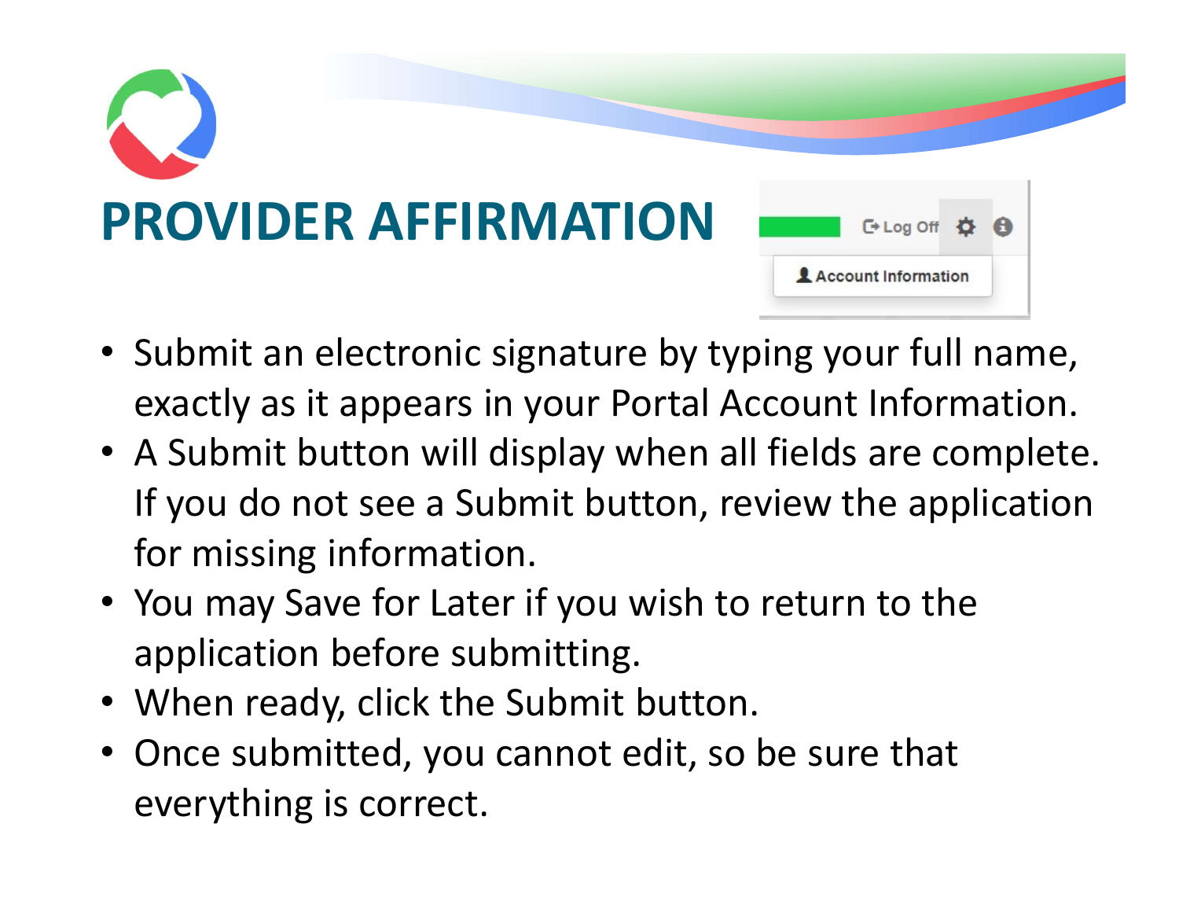# PROVIDER AFFIRMATION

- Submit an electronic signature by typing your full name, exactly as it appears in your Portal Account Information.
- A Submit button will display when all fields are complete. If you do not see a Submit button, review the application for missing information.
- You may Save for Later if you wish to return to the application before submitting.
- When ready, click the Submit button.
- Once submitted, you cannot edit, so be sure that everything is correct.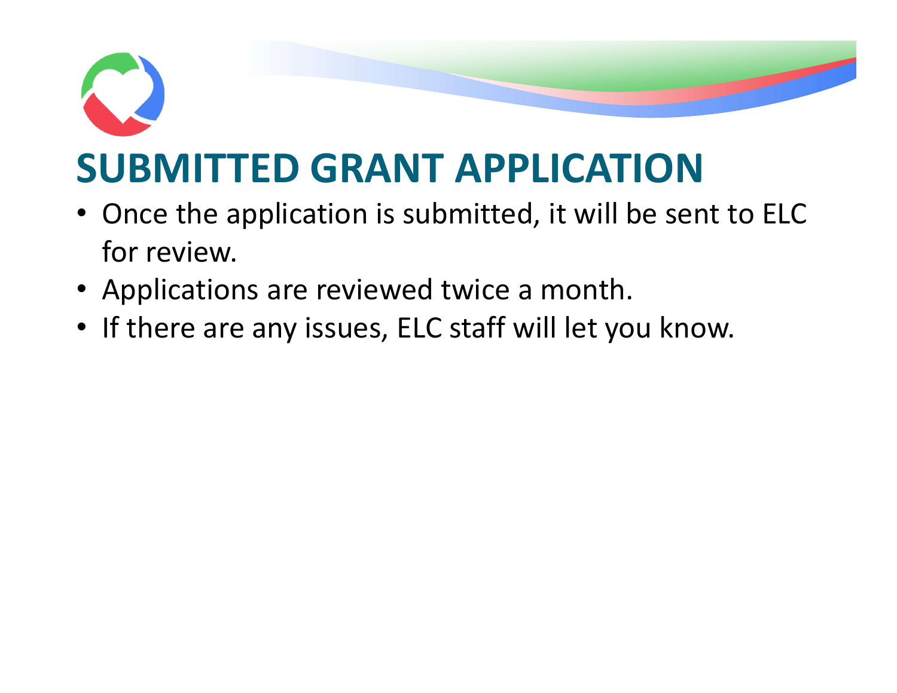# SUBMITTED GRANT APPLICATION

- Once the application is submitted, it will be sent to ELC for review.
- Applications are reviewed twice a month.
- If there are any issues, ELC staff will let you know.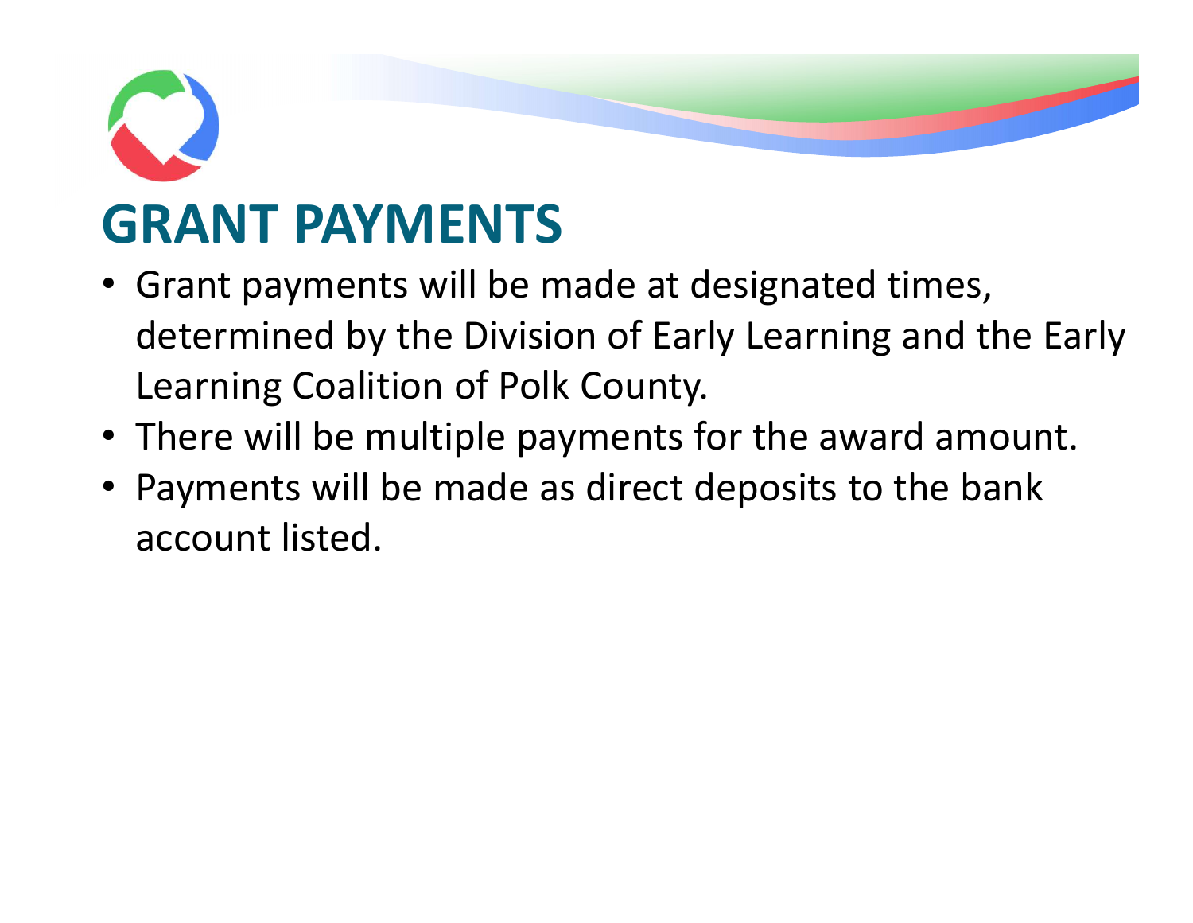# GRANT PAYMENTS

- Grant payments will be made at designated times, determined by the Division of Early Learning and the Early Learning Coalition of Polk County.
- There will be multiple payments for the award amount.
- Payments will be made as direct deposits to the bank account listed.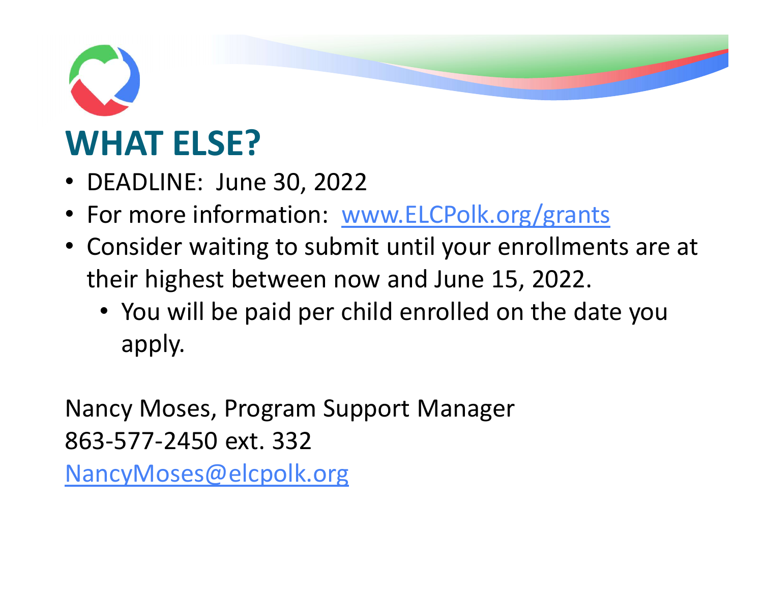# WHAT ELSE?

- DEADLINE: June 30, 2022
- For more information: www.ELCPolk.org/grants
- Consider waiting to submit until your enrollments are at their highest between now and June 15, 2022.
  - You will be paid per child enrolled on the date you apply.

Nancy Moses, Program Support Manager
863-577-2450 ext. 332
NancyMoses@elcpolk.org